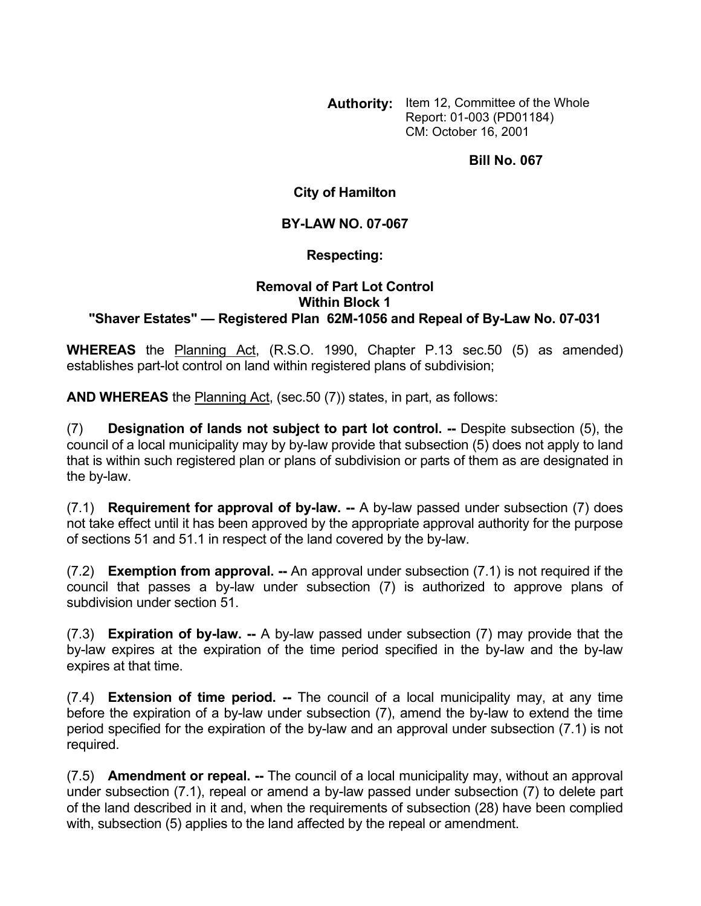**Authority:** Item 12, Committee of the Whole
Report: 01-003 (PD01184)
CM: October 16, 2001

**Bill No. 067**

**City of Hamilton**

**BY-LAW NO. 07-067**

**Respecting:**

**Removal of Part Lot Control**
**Within Block 1**
**"Shaver Estates" — Registered Plan 62M-1056 and Repeal of By-Law No. 07-031**

**WHEREAS** the Planning Act, (R.S.O. 1990, Chapter P.13 sec.50 (5) as amended) establishes part-lot control on land within registered plans of subdivision;

**AND WHEREAS** the Planning Act, (sec.50 (7)) states, in part, as follows:

(7) **Designation of lands not subject to part lot control. --** Despite subsection (5), the council of a local municipality may by by-law provide that subsection (5) does not apply to land that is within such registered plan or plans of subdivision or parts of them as are designated in the by-law.

(7.1) **Requirement for approval of by-law. --** A by-law passed under subsection (7) does not take effect until it has been approved by the appropriate approval authority for the purpose of sections 51 and 51.1 in respect of the land covered by the by-law.

(7.2) **Exemption from approval. --** An approval under subsection (7.1) is not required if the council that passes a by-law under subsection (7) is authorized to approve plans of subdivision under section 51.

(7.3) **Expiration of by-law. --** A by-law passed under subsection (7) may provide that the by-law expires at the expiration of the time period specified in the by-law and the by-law expires at that time.

(7.4) **Extension of time period. --** The council of a local municipality may, at any time before the expiration of a by-law under subsection (7), amend the by-law to extend the time period specified for the expiration of the by-law and an approval under subsection (7.1) is not required.

(7.5) **Amendment or repeal. --** The council of a local municipality may, without an approval under subsection (7.1), repeal or amend a by-law passed under subsection (7) to delete part of the land described in it and, when the requirements of subsection (28) have been complied with, subsection (5) applies to the land affected by the repeal or amendment.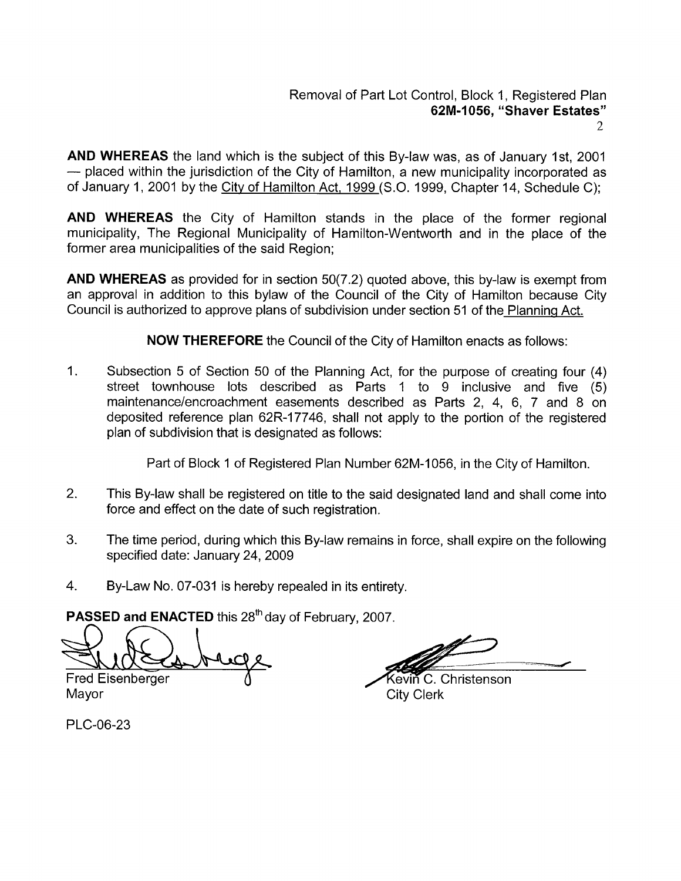Removal of Part Lot Control, Block 1, Registered Plan
**62M-1056, "Shaver Estates"**

**AND WHEREAS** the land which is the subject of this By-law was, as of January 1st, 2001 — placed within the jurisdiction of the City of Hamilton, a new municipality incorporated as of January 1, 2001 by the City of Hamilton Act, 1999 (S.O. 1999, Chapter 14, Schedule C);

**AND WHEREAS** the City of Hamilton stands in the place of the former regional municipality, The Regional Municipality of Hamilton-Wentworth and in the place of the former area municipalities of the said Region;

**AND WHEREAS** as provided for in section 50(7.2) quoted above, this by-law is exempt from an approval in addition to this bylaw of the Council of the City of Hamilton because City Council is authorized to approve plans of subdivision under section 51 of the Planning Act.

**NOW THEREFORE** the Council of the City of Hamilton enacts as follows:

1. Subsection 5 of Section 50 of the Planning Act, for the purpose of creating four (4) street townhouse lots described as Parts 1 to 9 inclusive and five (5) maintenance/encroachment easements described as Parts 2, 4, 6, 7 and 8 on deposited reference plan 62R-17746, shall not apply to the portion of the registered plan of subdivision that is designated as follows:

   Part of Block 1 of Registered Plan Number 62M-1056, in the City of Hamilton.

2. This By-law shall be registered on title to the said designated land and shall come into force and effect on the date of such registration.

3. The time period, during which this By-law remains in force, shall expire on the following specified date: January 24, 2009

4. By-Law No. 07-031 is hereby repealed in its entirety.

**PASSED and ENACTED** this 28th day of February, 2007.

Fred Eisenberger
Mayor

Kevin C. Christenson
City Clerk

PLC-06-23